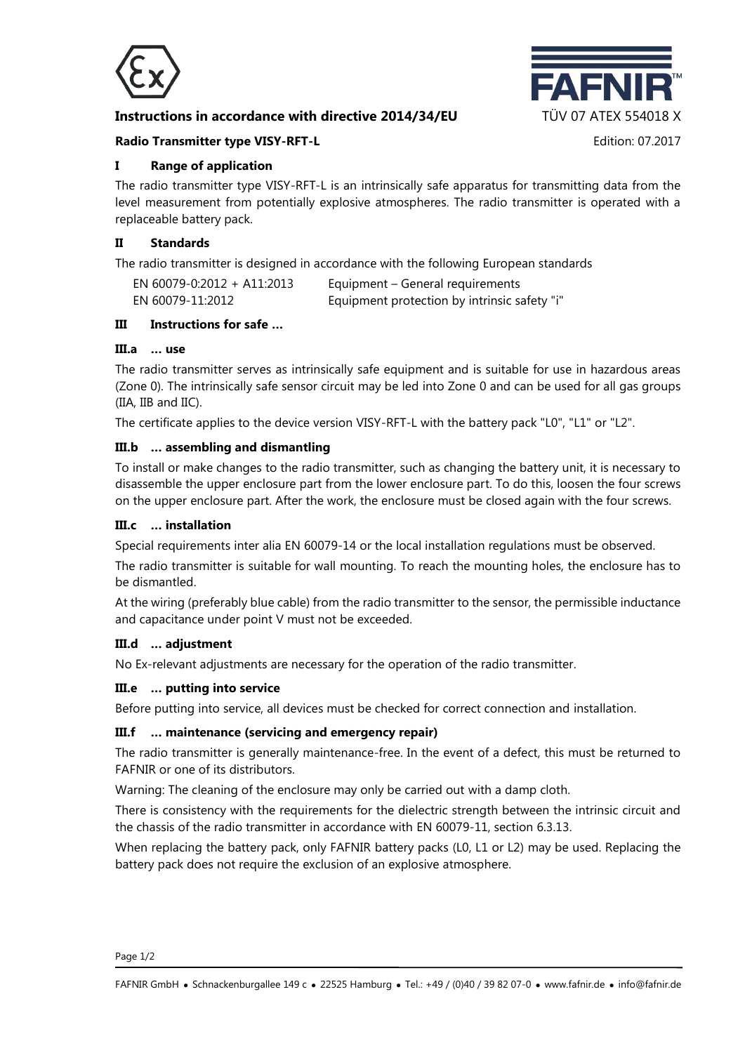**Instructions in accordance with directive 2014/34/EU** TÜV 07 ATEX 554018 X

**Radio Transmitter type VISY-RFT-L** Edition: 07.2017

## I Range of application

The radio transmitter type VISY-RFT-L is an intrinsically safe apparatus for transmitting data from the level measurement from potentially explosive atmospheres. The radio transmitter is operated with a replaceable battery pack.

## II Standards

The radio transmitter is designed in accordance with the following European standards

| | |
|---|---|
| EN 60079-0:2012 + A11:2013 | Equipment – General requirements |
| EN 60079-11:2012 | Equipment protection by intrinsic safety "i" |

## III Instructions for safe …

### III.a … use

The radio transmitter serves as intrinsically safe equipment and is suitable for use in hazardous areas (Zone 0). The intrinsically safe sensor circuit may be led into Zone 0 and can be used for all gas groups (IIA, IIB and IIC).

The certificate applies to the device version VISY-RFT-L with the battery pack "L0", "L1" or "L2".

### III.b … assembling and dismantling

To install or make changes to the radio transmitter, such as changing the battery unit, it is necessary to disassemble the upper enclosure part from the lower enclosure part. To do this, loosen the four screws on the upper enclosure part. After the work, the enclosure must be closed again with the four screws.

### III.c … installation

Special requirements inter alia EN 60079-14 or the local installation regulations must be observed.

The radio transmitter is suitable for wall mounting. To reach the mounting holes, the enclosure has to be dismantled.

At the wiring (preferably blue cable) from the radio transmitter to the sensor, the permissible inductance and capacitance under point V must not be exceeded.

### III.d … adjustment

No Ex-relevant adjustments are necessary for the operation of the radio transmitter.

### III.e … putting into service

Before putting into service, all devices must be checked for correct connection and installation.

### III.f … maintenance (servicing and emergency repair)

The radio transmitter is generally maintenance-free. In the event of a defect, this must be returned to FAFNIR or one of its distributors.

Warning: The cleaning of the enclosure may only be carried out with a damp cloth.

There is consistency with the requirements for the dielectric strength between the intrinsic circuit and the chassis of the radio transmitter in accordance with EN 60079-11, section 6.3.13.

When replacing the battery pack, only FAFNIR battery packs (L0, L1 or L2) may be used. Replacing the battery pack does not require the exclusion of an explosive atmosphere.

FAFNIR GmbH • Schnackenburgallee 149 c • 22525 Hamburg • Tel.: +49 / (0)40 / 39 82 07-0 • www.fafnir.de • info@fafnir.de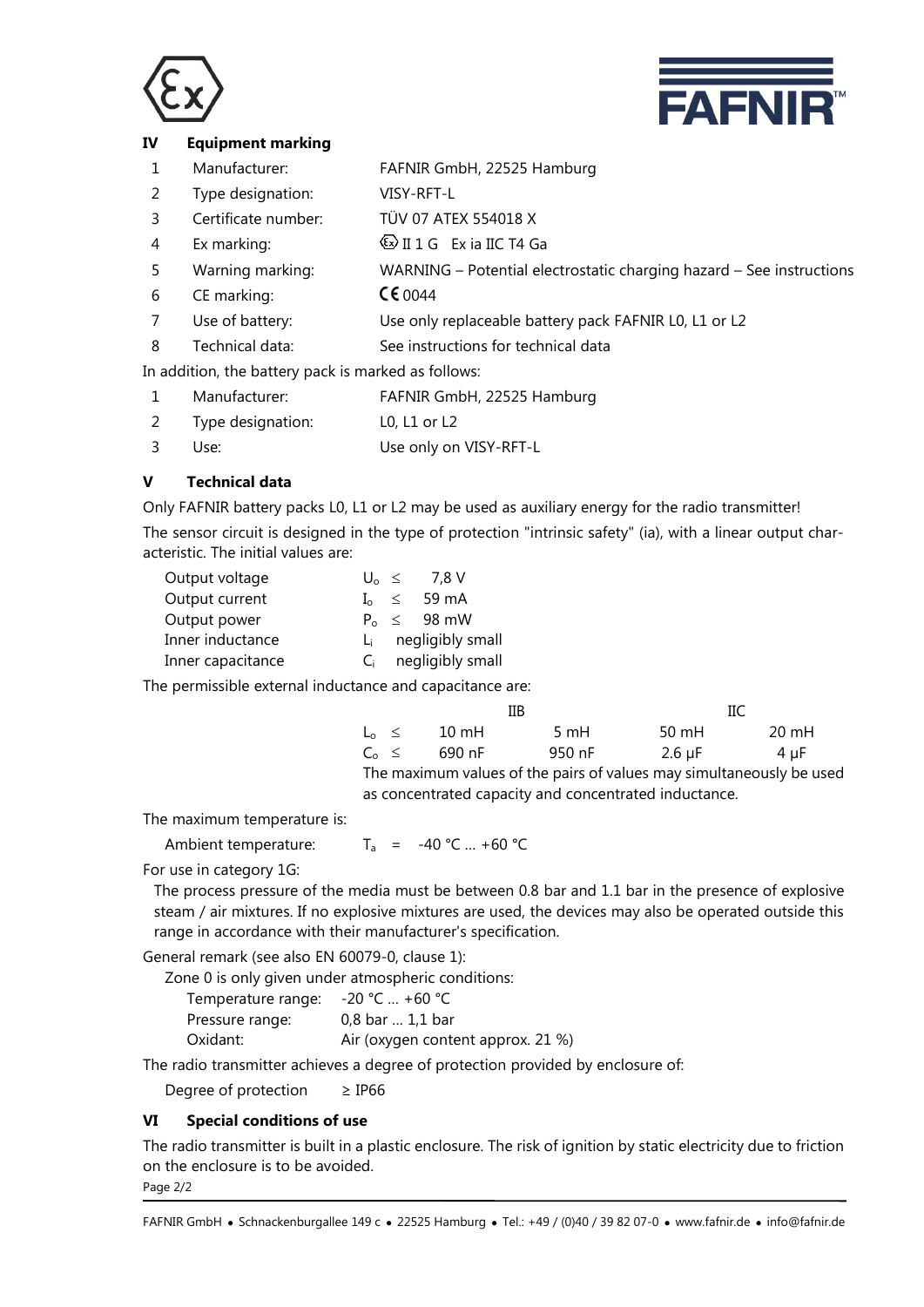## IV Equipment marking

| | | |
|---|---|---|
| 1 | Manufacturer: | FAFNIR GmbH, 22525 Hamburg |
| 2 | Type designation: | VISY-RFT-L |
| 3 | Certificate number: | TÜV 07 ATEX 554018 X |
| 4 | Ex marking: | Ex II 1 G Ex ia IIC T4 Ga |
| 5 | Warning marking: | WARNING – Potential electrostatic charging hazard – See instructions |
| 6 | CE marking: | CE 0044 |
| 7 | Use of battery: | Use only replaceable battery pack FAFNIR L0, L1 or L2 |
| 8 | Technical data: | See instructions for technical data |

In addition, the battery pack is marked as follows:

| | | |
|---|---|---|
| 1 | Manufacturer: | FAFNIR GmbH, 22525 Hamburg |
| 2 | Type designation: | L0, L1 or L2 |
| 3 | Use: | Use only on VISY-RFT-L |

## V Technical data

Only FAFNIR battery packs L0, L1 or L2 may be used as auxiliary energy for the radio transmitter!

The sensor circuit is designed in the type of protection "intrinsic safety" (ia), with a linear output characteristic. The initial values are:

| | | |
|---|---|---|
| Output voltage | $U_o \leq$ | 7,8 V |
| Output current | $I_o \leq$ | 59 mA |
| Output power | $P_o \leq$ | 98 mW |
| Inner inductance | $L_i$ | negligibly small |
| Inner capacitance | $C_i$ | negligibly small |

The permissible external inductance and capacitance are:

| | IIB | | IIC | |
|---|---|---|---|---|
| $L_o \leq$ | 10 mH | 5 mH | 50 mH | 20 mH |
| $C_o \leq$ | 690 nF | 950 nF | 2.6 µF | 4 µF |

The maximum values of the pairs of values may simultaneously be used as concentrated capacity and concentrated inductance.

The maximum temperature is:

Ambient temperature: $T_a$ = -40 °C ... +60 °C

For use in category 1G:

The process pressure of the media must be between 0.8 bar and 1.1 bar in the presence of explosive steam / air mixtures. If no explosive mixtures are used, the devices may also be operated outside this range in accordance with their manufacturer's specification.

General remark (see also EN 60079-0, clause 1):

Zone 0 is only given under atmospheric conditions:

| | |
|---|---|
| Temperature range: | -20 °C ... +60 °C |
| Pressure range: | 0,8 bar ... 1,1 bar |
| Oxidant: | Air (oxygen content approx. 21 %) |

The radio transmitter achieves a degree of protection provided by enclosure of:

Degree of protection ≥ IP66

## VI Special conditions of use

The radio transmitter is built in a plastic enclosure. The risk of ignition by static electricity due to friction on the enclosure is to be avoided.